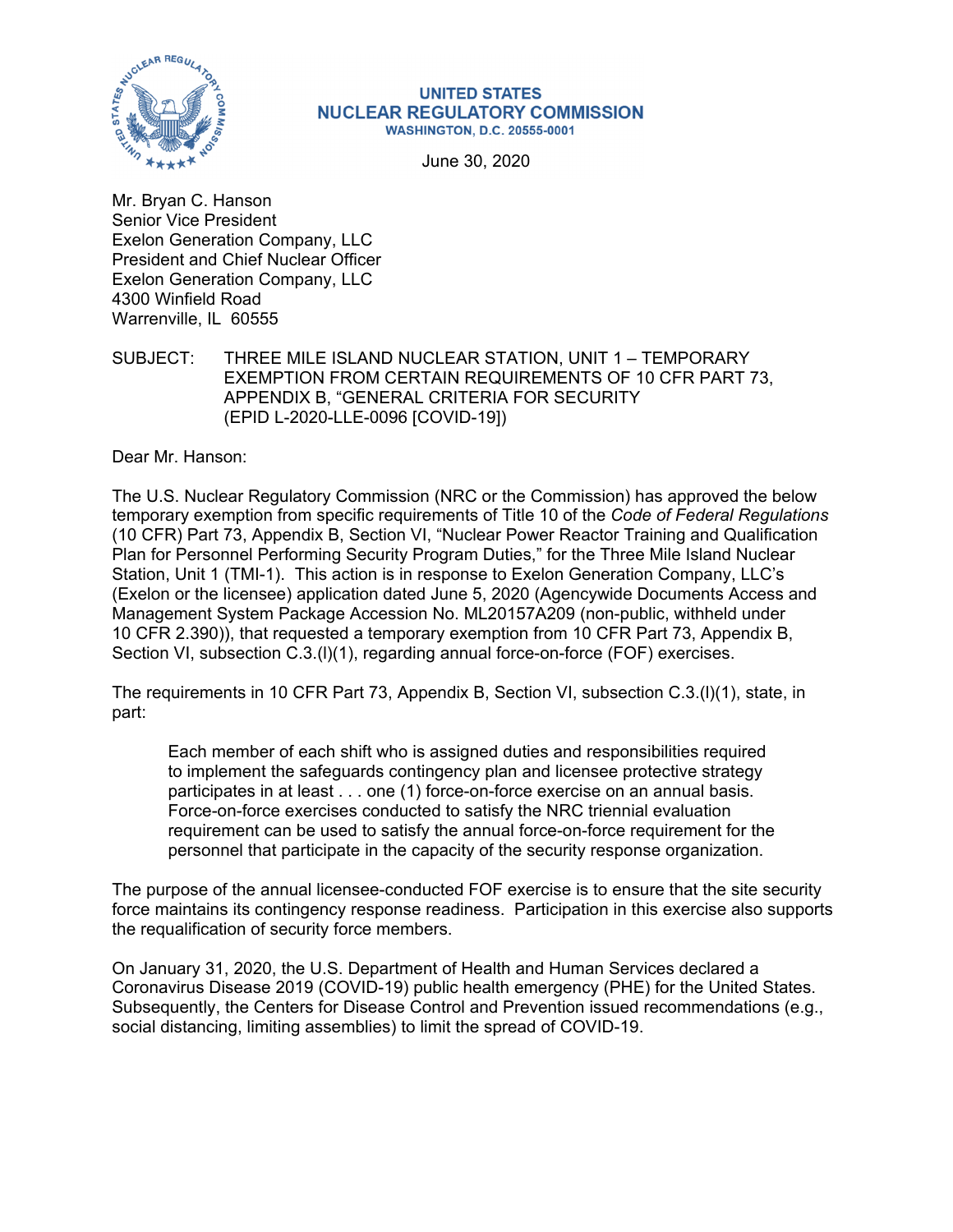**UNITED STATES**
**NUCLEAR REGULATORY COMMISSION**
**WASHINGTON, D.C. 20555-0001**

June 30, 2020

Mr. Bryan C. Hanson
Senior Vice President
Exelon Generation Company, LLC
President and Chief Nuclear Officer
Exelon Generation Company, LLC
4300 Winfield Road
Warrenville, IL 60555

SUBJECT: THREE MILE ISLAND NUCLEAR STATION, UNIT 1 – TEMPORARY EXEMPTION FROM CERTAIN REQUIREMENTS OF 10 CFR PART 73, APPENDIX B, "GENERAL CRITERIA FOR SECURITY (EPID L-2020-LLE-0096 [COVID-19])

Dear Mr. Hanson:

The U.S. Nuclear Regulatory Commission (NRC or the Commission) has approved the below temporary exemption from specific requirements of Title 10 of the *Code of Federal Regulations* (10 CFR) Part 73, Appendix B, Section VI, "Nuclear Power Reactor Training and Qualification Plan for Personnel Performing Security Program Duties," for the Three Mile Island Nuclear Station, Unit 1 (TMI-1). This action is in response to Exelon Generation Company, LLC's (Exelon or the licensee) application dated June 5, 2020 (Agencywide Documents Access and Management System Package Accession No. ML20157A209 (non-public, withheld under 10 CFR 2.390)), that requested a temporary exemption from 10 CFR Part 73, Appendix B, Section VI, subsection C.3.(l)(1), regarding annual force-on-force (FOF) exercises.

The requirements in 10 CFR Part 73, Appendix B, Section VI, subsection C.3.(l)(1), state, in part:

> Each member of each shift who is assigned duties and responsibilities required to implement the safeguards contingency plan and licensee protective strategy participates in at least . . . one (1) force-on-force exercise on an annual basis. Force-on-force exercises conducted to satisfy the NRC triennial evaluation requirement can be used to satisfy the annual force-on-force requirement for the personnel that participate in the capacity of the security response organization.

The purpose of the annual licensee-conducted FOF exercise is to ensure that the site security force maintains its contingency response readiness. Participation in this exercise also supports the requalification of security force members.

On January 31, 2020, the U.S. Department of Health and Human Services declared a Coronavirus Disease 2019 (COVID-19) public health emergency (PHE) for the United States. Subsequently, the Centers for Disease Control and Prevention issued recommendations (e.g., social distancing, limiting assemblies) to limit the spread of COVID-19.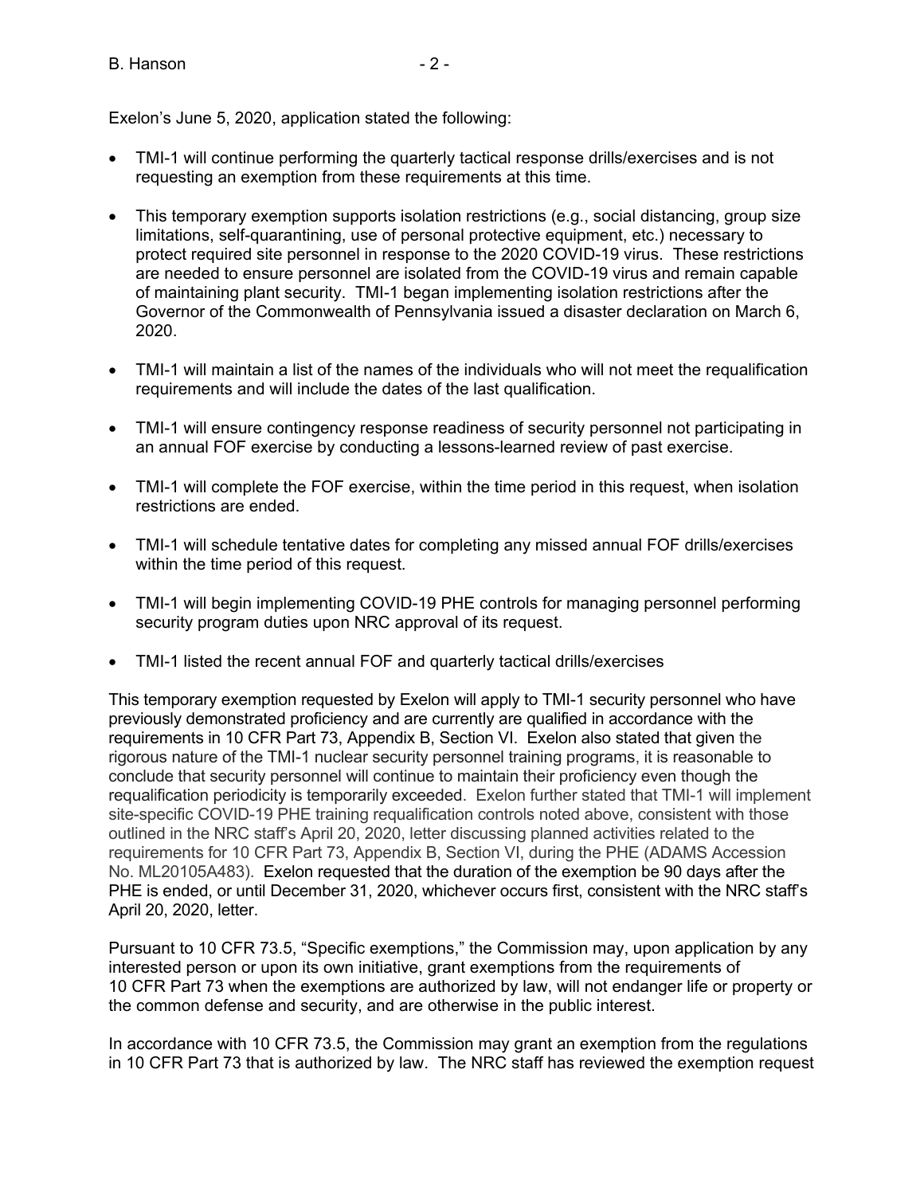Exelon's June 5, 2020, application stated the following:

- TMI-1 will continue performing the quarterly tactical response drills/exercises and is not requesting an exemption from these requirements at this time.
- This temporary exemption supports isolation restrictions (e.g., social distancing, group size limitations, self-quarantining, use of personal protective equipment, etc.) necessary to protect required site personnel in response to the 2020 COVID-19 virus. These restrictions are needed to ensure personnel are isolated from the COVID-19 virus and remain capable of maintaining plant security. TMI-1 began implementing isolation restrictions after the Governor of the Commonwealth of Pennsylvania issued a disaster declaration on March 6, 2020.
- TMI-1 will maintain a list of the names of the individuals who will not meet the requalification requirements and will include the dates of the last qualification.
- TMI-1 will ensure contingency response readiness of security personnel not participating in an annual FOF exercise by conducting a lessons-learned review of past exercise.
- TMI-1 will complete the FOF exercise, within the time period in this request, when isolation restrictions are ended.
- TMI-1 will schedule tentative dates for completing any missed annual FOF drills/exercises within the time period of this request.
- TMI-1 will begin implementing COVID-19 PHE controls for managing personnel performing security program duties upon NRC approval of its request.
- TMI-1 listed the recent annual FOF and quarterly tactical drills/exercises

This temporary exemption requested by Exelon will apply to TMI-1 security personnel who have previously demonstrated proficiency and are currently are qualified in accordance with the requirements in 10 CFR Part 73, Appendix B, Section VI. Exelon also stated that given the rigorous nature of the TMI-1 nuclear security personnel training programs, it is reasonable to conclude that security personnel will continue to maintain their proficiency even though the requalification periodicity is temporarily exceeded. Exelon further stated that TMI-1 will implement site-specific COVID-19 PHE training requalification controls noted above, consistent with those outlined in the NRC staff's April 20, 2020, letter discussing planned activities related to the requirements for 10 CFR Part 73, Appendix B, Section VI, during the PHE (ADAMS Accession No. ML20105A483). Exelon requested that the duration of the exemption be 90 days after the PHE is ended, or until December 31, 2020, whichever occurs first, consistent with the NRC staff's April 20, 2020, letter.

Pursuant to 10 CFR 73.5, "Specific exemptions," the Commission may, upon application by any interested person or upon its own initiative, grant exemptions from the requirements of 10 CFR Part 73 when the exemptions are authorized by law, will not endanger life or property or the common defense and security, and are otherwise in the public interest.

In accordance with 10 CFR 73.5, the Commission may grant an exemption from the regulations in 10 CFR Part 73 that is authorized by law. The NRC staff has reviewed the exemption request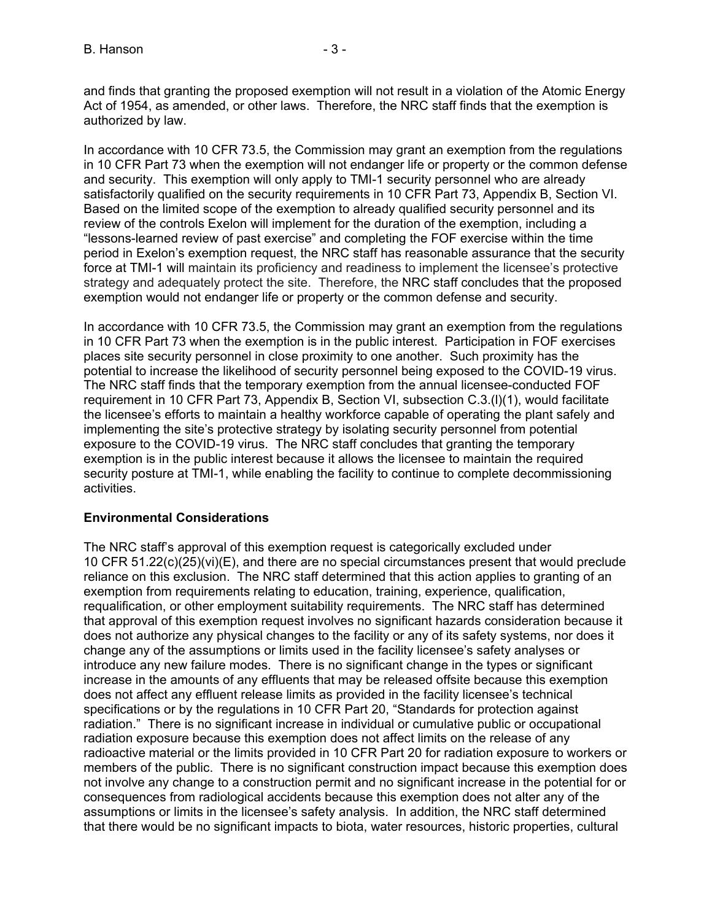and finds that granting the proposed exemption will not result in a violation of the Atomic Energy Act of 1954, as amended, or other laws. Therefore, the NRC staff finds that the exemption is authorized by law.

In accordance with 10 CFR 73.5, the Commission may grant an exemption from the regulations in 10 CFR Part 73 when the exemption will not endanger life or property or the common defense and security. This exemption will only apply to TMI-1 security personnel who are already satisfactorily qualified on the security requirements in 10 CFR Part 73, Appendix B, Section VI. Based on the limited scope of the exemption to already qualified security personnel and its review of the controls Exelon will implement for the duration of the exemption, including a "lessons-learned review of past exercise" and completing the FOF exercise within the time period in Exelon's exemption request, the NRC staff has reasonable assurance that the security force at TMI-1 will maintain its proficiency and readiness to implement the licensee's protective strategy and adequately protect the site. Therefore, the NRC staff concludes that the proposed exemption would not endanger life or property or the common defense and security.

In accordance with 10 CFR 73.5, the Commission may grant an exemption from the regulations in 10 CFR Part 73 when the exemption is in the public interest. Participation in FOF exercises places site security personnel in close proximity to one another. Such proximity has the potential to increase the likelihood of security personnel being exposed to the COVID-19 virus. The NRC staff finds that the temporary exemption from the annual licensee-conducted FOF requirement in 10 CFR Part 73, Appendix B, Section VI, subsection C.3.(l)(1), would facilitate the licensee's efforts to maintain a healthy workforce capable of operating the plant safely and implementing the site's protective strategy by isolating security personnel from potential exposure to the COVID-19 virus. The NRC staff concludes that granting the temporary exemption is in the public interest because it allows the licensee to maintain the required security posture at TMI-1, while enabling the facility to continue to complete decommissioning activities.

**Environmental Considerations**

The NRC staff's approval of this exemption request is categorically excluded under 10 CFR 51.22(c)(25)(vi)(E), and there are no special circumstances present that would preclude reliance on this exclusion. The NRC staff determined that this action applies to granting of an exemption from requirements relating to education, training, experience, qualification, requalification, or other employment suitability requirements. The NRC staff has determined that approval of this exemption request involves no significant hazards consideration because it does not authorize any physical changes to the facility or any of its safety systems, nor does it change any of the assumptions or limits used in the facility licensee's safety analyses or introduce any new failure modes. There is no significant change in the types or significant increase in the amounts of any effluents that may be released offsite because this exemption does not affect any effluent release limits as provided in the facility licensee's technical specifications or by the regulations in 10 CFR Part 20, "Standards for protection against radiation." There is no significant increase in individual or cumulative public or occupational radiation exposure because this exemption does not affect limits on the release of any radioactive material or the limits provided in 10 CFR Part 20 for radiation exposure to workers or members of the public. There is no significant construction impact because this exemption does not involve any change to a construction permit and no significant increase in the potential for or consequences from radiological accidents because this exemption does not alter any of the assumptions or limits in the licensee's safety analysis. In addition, the NRC staff determined that there would be no significant impacts to biota, water resources, historic properties, cultural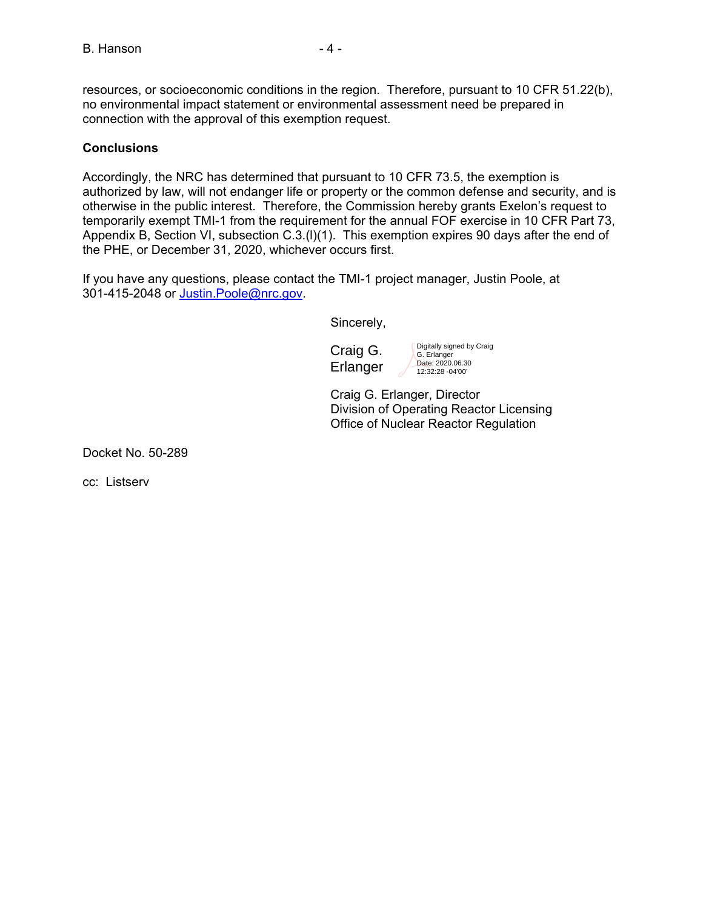resources, or socioeconomic conditions in the region. Therefore, pursuant to 10 CFR 51.22(b), no environmental impact statement or environmental assessment need be prepared in connection with the approval of this exemption request.

**Conclusions**

Accordingly, the NRC has determined that pursuant to 10 CFR 73.5, the exemption is authorized by law, will not endanger life or property or the common defense and security, and is otherwise in the public interest. Therefore, the Commission hereby grants Exelon's request to temporarily exempt TMI-1 from the requirement for the annual FOF exercise in 10 CFR Part 73, Appendix B, Section VI, subsection C.3.(l)(1). This exemption expires 90 days after the end of the PHE, or December 31, 2020, whichever occurs first.

If you have any questions, please contact the TMI-1 project manager, Justin Poole, at 301-415-2048 or Justin.Poole@nrc.gov.

Sincerely,

Craig G. Erlanger
Digitally signed by Craig G. Erlanger
Date: 2020.06.30 12:32:28 -04'00'

Craig G. Erlanger, Director
Division of Operating Reactor Licensing
Office of Nuclear Reactor Regulation

Docket No. 50-289

cc: Listserv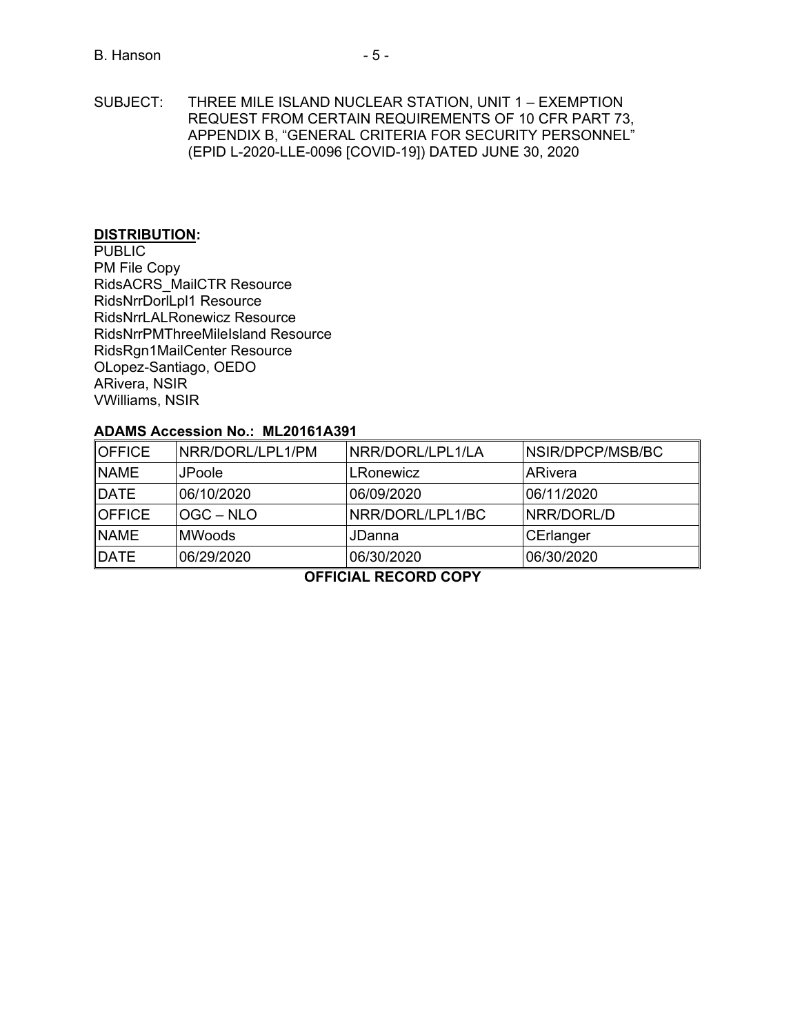SUBJECT: THREE MILE ISLAND NUCLEAR STATION, UNIT 1 – EXEMPTION REQUEST FROM CERTAIN REQUIREMENTS OF 10 CFR PART 73, APPENDIX B, "GENERAL CRITERIA FOR SECURITY PERSONNEL" (EPID L-2020-LLE-0096 [COVID-19]) DATED JUNE 30, 2020

**DISTRIBUTION:**
PUBLIC
PM File Copy
RidsACRS_MailCTR Resource
RidsNrrDorlLpl1 Resource
RidsNrrLALRonewicz Resource
RidsNrrPMThreeMileIsland Resource
RidsRgn1MailCenter Resource
OLopez-Santiago, OEDO
ARivera, NSIR
VWilliams, NSIR

**ADAMS Accession No.: ML20161A391**

| | | | |
|---|---|---|---|
| OFFICE | NRR/DORL/LPL1/PM | NRR/DORL/LPL1/LA | NSIR/DPCP/MSB/BC |
| NAME | JPoole | LRonewicz | ARivera |
| DATE | 06/10/2020 | 06/09/2020 | 06/11/2020 |
| OFFICE | OGC – NLO | NRR/DORL/LPL1/BC | NRR/DORL/D |
| NAME | MWoods | JDanna | CErlanger |
| DATE | 06/29/2020 | 06/30/2020 | 06/30/2020 |

**OFFICIAL RECORD COPY**